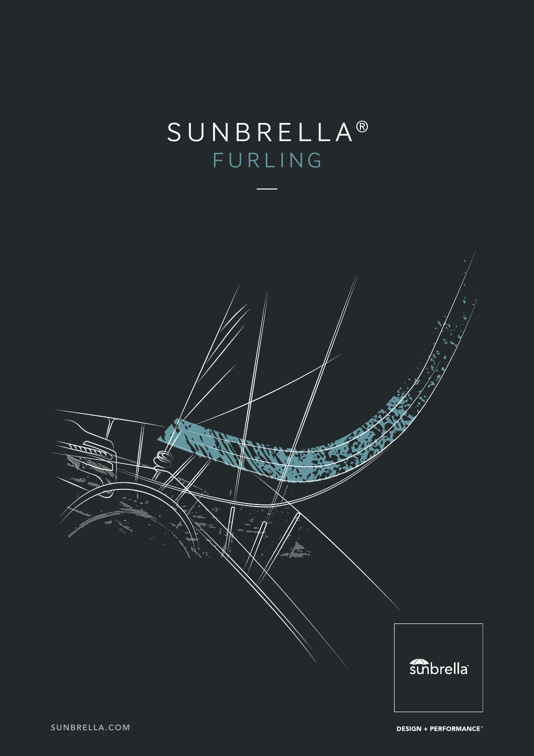# SUNBRELLA®

## FURLING

sunbrella

SUNBRELLA.COM

DESIGN + PERFORMANCE™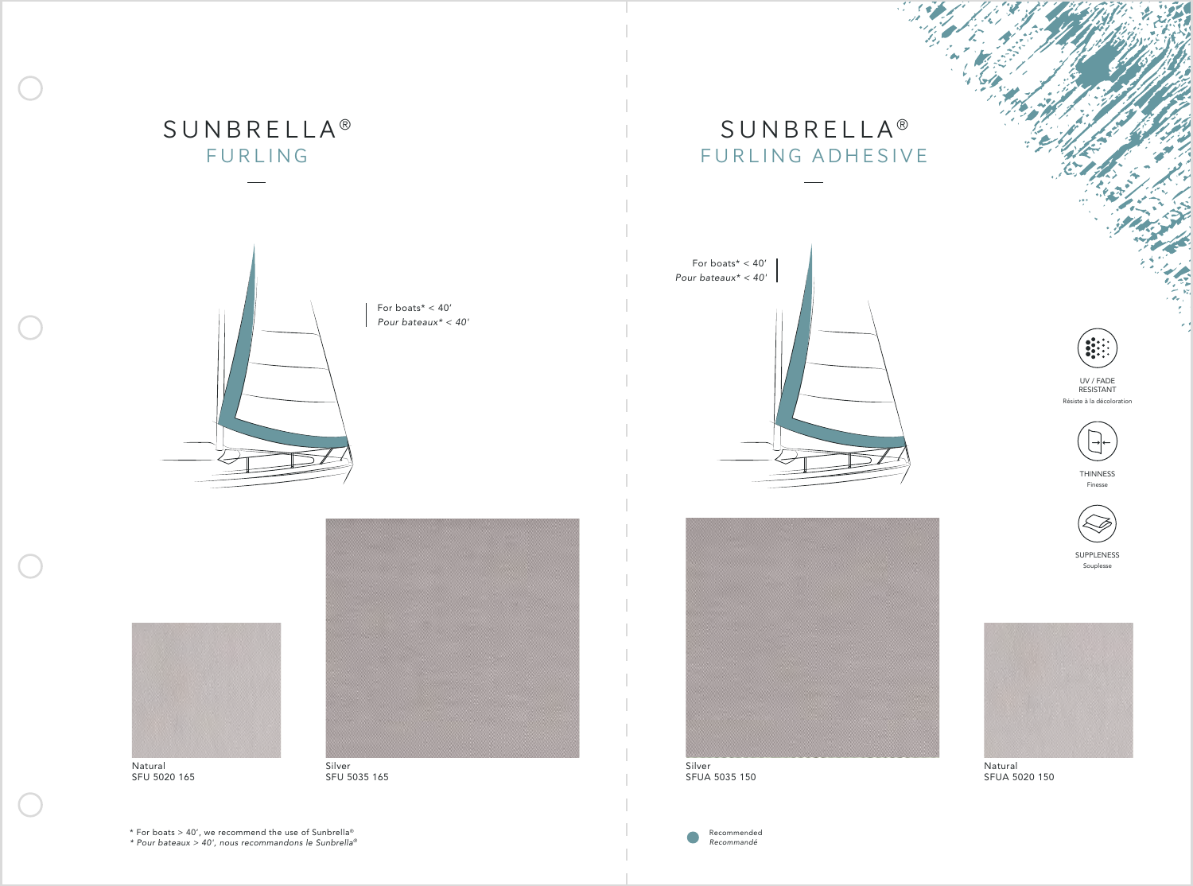# SUNBRELLA®

## FURLING

For boats* < 40'
*Pour bateaux* < 40'*

Natural
SFU 5020 165

Silver
SFU 5035 165

* For boats > 40', we recommend the use of Sunbrella®
*\* Pour bateaux > 40', nous recommandons le Sunbrella®*

# SUNBRELLA®

## FURLING ADHESIVE

For boats* < 40'
*Pour bateaux* < 40'*

UV / FADE RESISTANT
Résiste à la décoloration

THINNESS
Finesse

SUPPLENESS
Souplesse

Silver
SFUA 5035 150

Natural
SFUA 5020 150

Recommended
*Recommandé*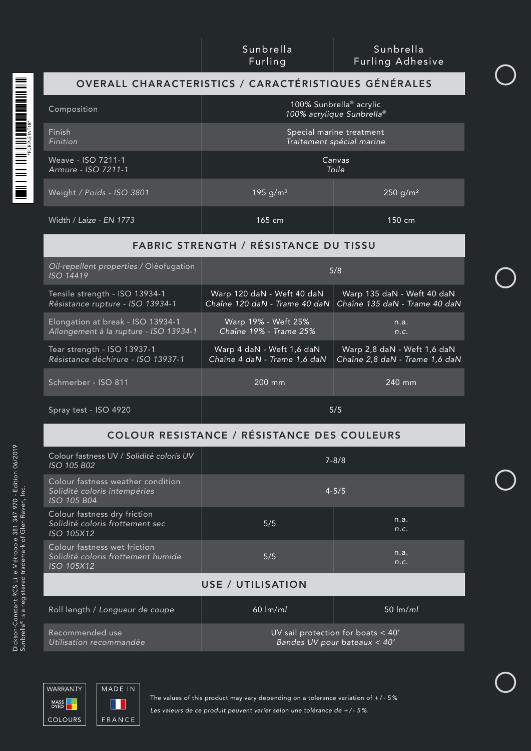| | Sunbrella Furling | Sunbrella Furling Adhesive |
|---|---|---|
| **OVERALL CHARACTERISTICS / CARACTÉRISTIQUES GÉNÉRALES** | | |
| Composition | 100% Sunbrella® acrylic *100% acrylique Sunbrella®* | |
| Finish *Finition* | Special marine treatment *Traitement spécial marine* | |
| Weave - ISO 7211-1 *Armure - ISO 7211-1* | *Canvas* *Toile* | |
| Weight / *Poids - ISO 3801* | 195 g/m² | 250 g/m² |
| Width / *Laize - EN 1773* | 165 cm | 150 cm |
| **FABRIC STRENGTH / RÉSISTANCE DU TISSU** | | |
| *Oil-repellent properties /* Oléofugation *ISO 14419* | 5/8 | |
| Tensile strength - ISO 13934-1 *Résistance rupture - ISO 13934-1* | Warp 120 daN - Weft 40 daN *Chaîne 120 daN - Trame 40 daN* | Warp 135 daN - Weft 40 daN *Chaîne 135 daN - Trame 40 daN* |
| Elongation at break - ISO 13934-1 *Allongement à la rupture - ISO 13934-1* | Warp 19% - Weft 25% *Chaîne 19% - Trame 25%* | n.a. *n.c.* |
| Tear strength - ISO 13937-1 *Résistance déchirure - ISO 13937-1* | Warp 4 daN - Weft 1,6 daN *Chaîne 4 daN - Trame 1,6 daN* | Warp 2,8 daN - Weft 1,6 daN *Chaîne 2,8 daN - Trame 1,6 daN* |
| Schmerber - ISO 811 | 200 mm | 240 mm |
| Spray test - ISO 4920 | 5/5 | |
| **COLOUR RESISTANCE / RÉSISTANCE DES COULEURS** | | |
| Colour fastness UV / *Solidité coloris UV* *ISO 105 B02* | 7-8/8 | |
| Colour fastness weather condition *Solidité coloris intempéries* *ISO 105 B04* | 4-5/5 | |
| Colour fastness dry friction *Solidité coloris frottement sec* *ISO 105X12* | 5/5 | n.a. *n.c.* |
| Colour fastness wet friction *Solidité coloris frottement humide* *ISO 105X12* | 5/5 | n.a. *n.c.* |
| **USE / UTILISATION** | | |
| Roll length / *Longueur de coupe* | 60 lm/*ml* | 50 lm/*ml* |
| Recommended use *Utilisation recommandée* | UV sail protection for boats < 40' *Bandes UV pour bateaux < 40'* | |

WARRANTY MASS DYED COLOURS

MADE IN FRANCE

The values of this product may vary depending on a tolerance variation of +/- 5%

*Les valeurs de ce produit peuvent varier selon une tolérance de +/- 5%.*

Dickson-Constant RCS Lille Métropole 381 347 970 - Edition 06/2019
Sunbrella® is a registered trademark of Glen Raven, Inc.

*PURPLE INT18*